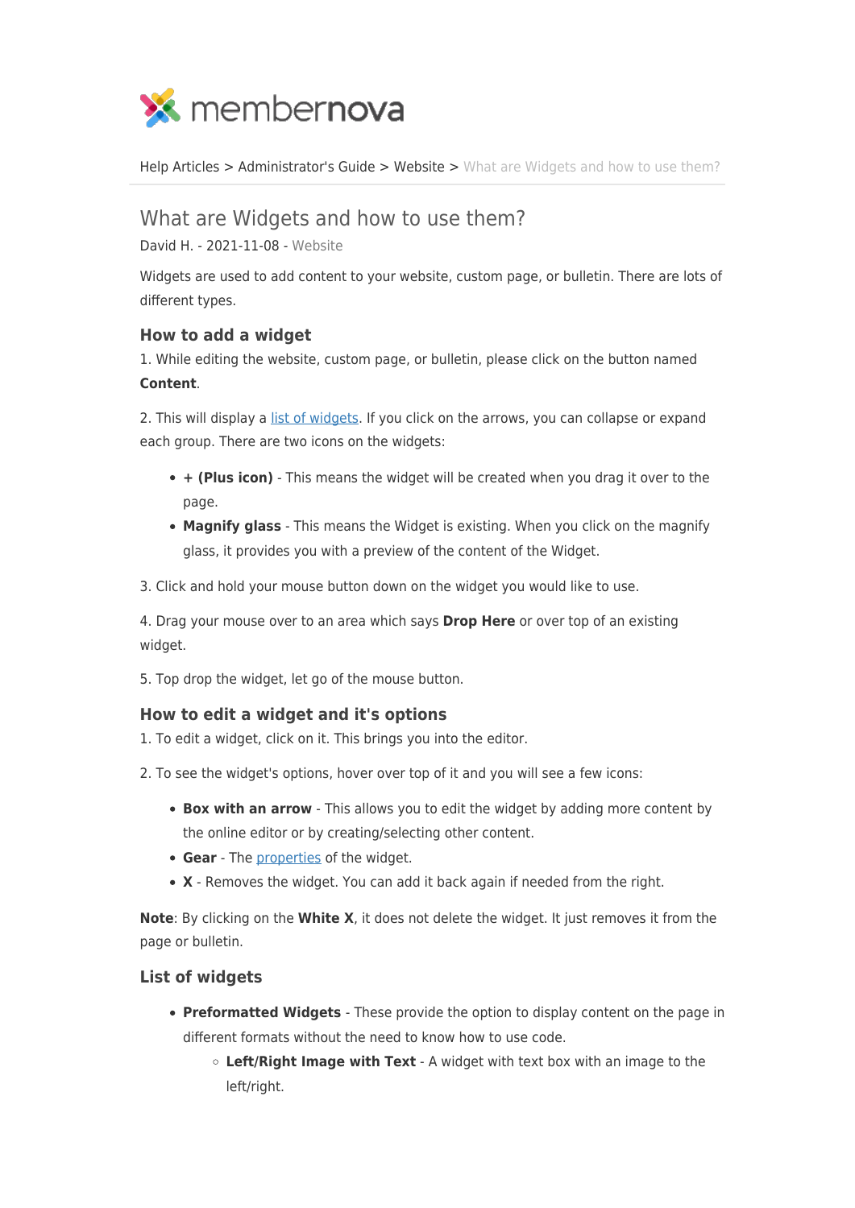Help Articles > Administrator's Guide > Website > What are Widgets and how to use them?

# What are Widgets and how to use them?

David H. - 2021-11-08 - Website

Widgets are used to add content to your website, custom page, or bulletin. There are lots of different types.

### How to add a widget

1. While editing the website, custom page, or bulletin, please click on the button named **Content**.

2. This will display a list of widgets. If you click on the arrows, you can collapse or expand each group. There are two icons on the widgets:

- **+ (Plus icon)** - This means the widget will be created when you drag it over to the page.
- **Magnify glass** - This means the Widget is existing. When you click on the magnify glass, it provides you with a preview of the content of the Widget.

3. Click and hold your mouse button down on the widget you would like to use.

4. Drag your mouse over to an area which says **Drop Here** or over top of an existing widget.

5. Top drop the widget, let go of the mouse button.

### How to edit a widget and it's options

1. To edit a widget, click on it. This brings you into the editor.

2. To see the widget's options, hover over top of it and you will see a few icons:

- **Box with an arrow** - This allows you to edit the widget by adding more content by the online editor or by creating/selecting other content.
- **Gear** - The properties of the widget.
- **X** - Removes the widget. You can add it back again if needed from the right.

**Note**: By clicking on the **White X**, it does not delete the widget. It just removes it from the page or bulletin.

### List of widgets

- **Preformatted Widgets** - These provide the option to display content on the page in different formats without the need to know how to use code.
    - **Left/Right Image with Text** - A widget with text box with an image to the left/right.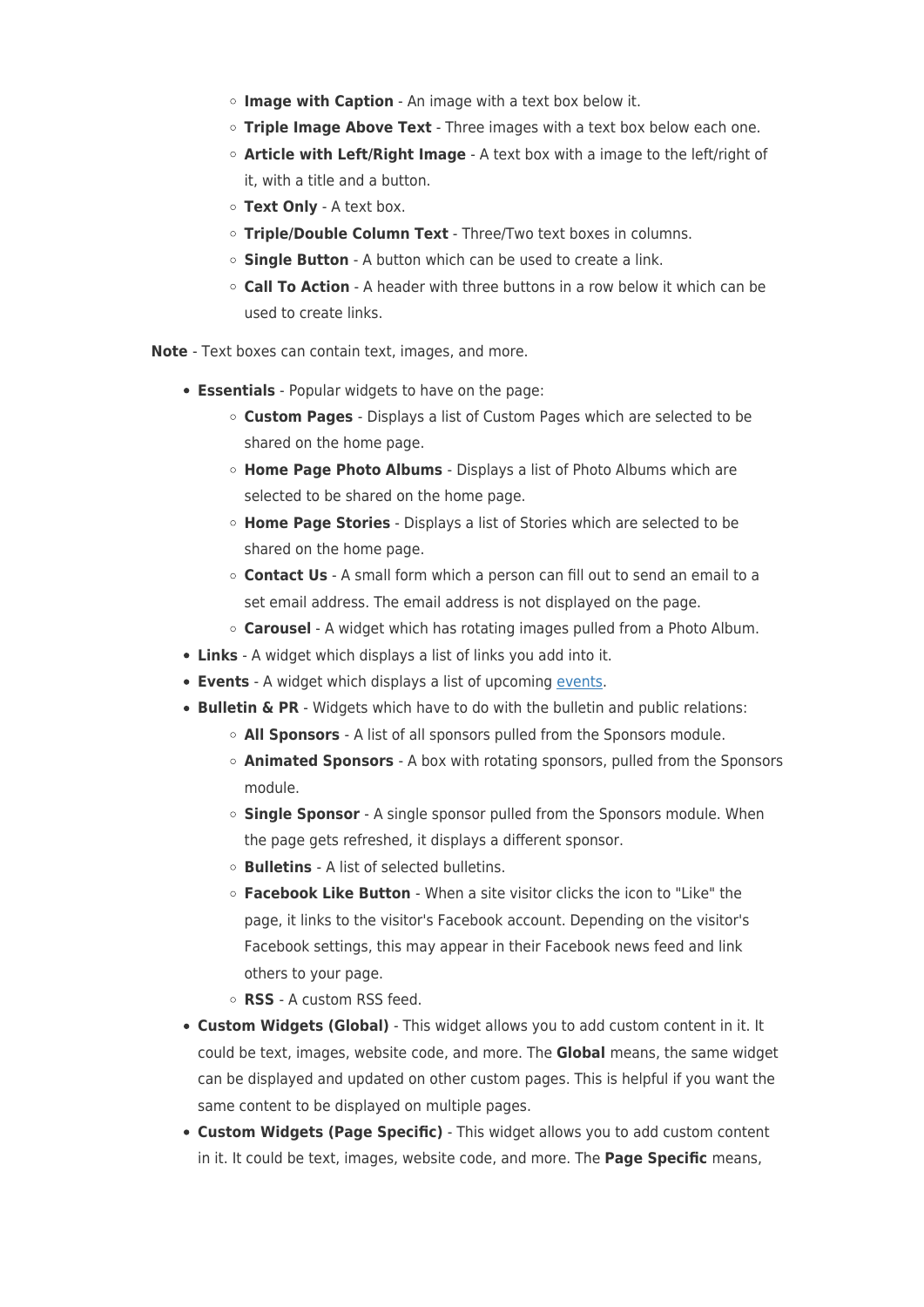- **Image with Caption** - An image with a text box below it.
  - **Triple Image Above Text** - Three images with a text box below each one.
  - **Article with Left/Right Image** - A text box with a image to the left/right of it, with a title and a button.
  - **Text Only** - A text box.
  - **Triple/Double Column Text** - Three/Two text boxes in columns.
  - **Single Button** - A button which can be used to create a link.
  - **Call To Action** - A header with three buttons in a row below it which can be used to create links.

**Note** - Text boxes can contain text, images, and more.

- **Essentials** - Popular widgets to have on the page:
  - **Custom Pages** - Displays a list of Custom Pages which are selected to be shared on the home page.
  - **Home Page Photo Albums** - Displays a list of Photo Albums which are selected to be shared on the home page.
  - **Home Page Stories** - Displays a list of Stories which are selected to be shared on the home page.
  - **Contact Us** - A small form which a person can fill out to send an email to a set email address. The email address is not displayed on the page.
  - **Carousel** - A widget which has rotating images pulled from a Photo Album.
- **Links** - A widget which displays a list of links you add into it.
- **Events** - A widget which displays a list of upcoming events.
- **Bulletin & PR** - Widgets which have to do with the bulletin and public relations:
  - **All Sponsors** - A list of all sponsors pulled from the Sponsors module.
  - **Animated Sponsors** - A box with rotating sponsors, pulled from the Sponsors module.
  - **Single Sponsor** - A single sponsor pulled from the Sponsors module. When the page gets refreshed, it displays a different sponsor.
  - **Bulletins** - A list of selected bulletins.
  - **Facebook Like Button** - When a site visitor clicks the icon to "Like" the page, it links to the visitor's Facebook account. Depending on the visitor's Facebook settings, this may appear in their Facebook news feed and link others to your page.
  - **RSS** - A custom RSS feed.
- **Custom Widgets (Global)** - This widget allows you to add custom content in it. It could be text, images, website code, and more. The **Global** means, the same widget can be displayed and updated on other custom pages. This is helpful if you want the same content to be displayed on multiple pages.
- **Custom Widgets (Page Specific)** - This widget allows you to add custom content in it. It could be text, images, website code, and more. The **Page Specific** means,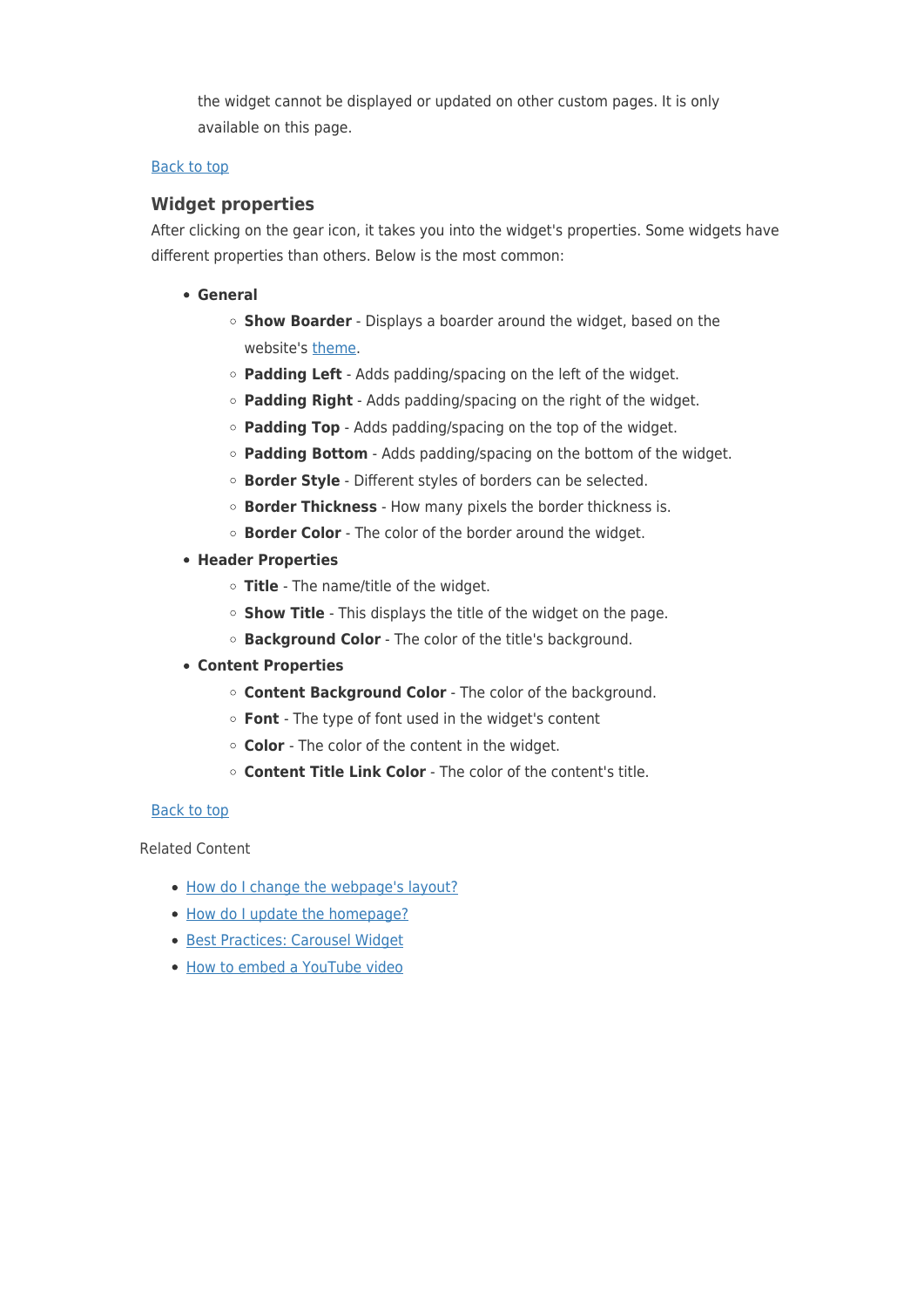the widget cannot be displayed or updated on other custom pages. It is only available on this page.

Back to top

### Widget properties

After clicking on the gear icon, it takes you into the widget's properties. Some widgets have different properties than others. Below is the most common:

- **General**
  - **Show Boarder** - Displays a boarder around the widget, based on the website's theme.
  - **Padding Left** - Adds padding/spacing on the left of the widget.
  - **Padding Right** - Adds padding/spacing on the right of the widget.
  - **Padding Top** - Adds padding/spacing on the top of the widget.
  - **Padding Bottom** - Adds padding/spacing on the bottom of the widget.
  - **Border Style** - Different styles of borders can be selected.
  - **Border Thickness** - How many pixels the border thickness is.
  - **Border Color** - The color of the border around the widget.
- **Header Properties**
  - **Title** - The name/title of the widget.
  - **Show Title** - This displays the title of the widget on the page.
  - **Background Color** - The color of the title's background.
- **Content Properties**
  - **Content Background Color** - The color of the background.
  - **Font** - The type of font used in the widget's content
  - **Color** - The color of the content in the widget.
  - **Content Title Link Color** - The color of the content's title.

Back to top

Related Content

- How do I change the webpage's layout?
- How do I update the homepage?
- Best Practices: Carousel Widget
- How to embed a YouTube video